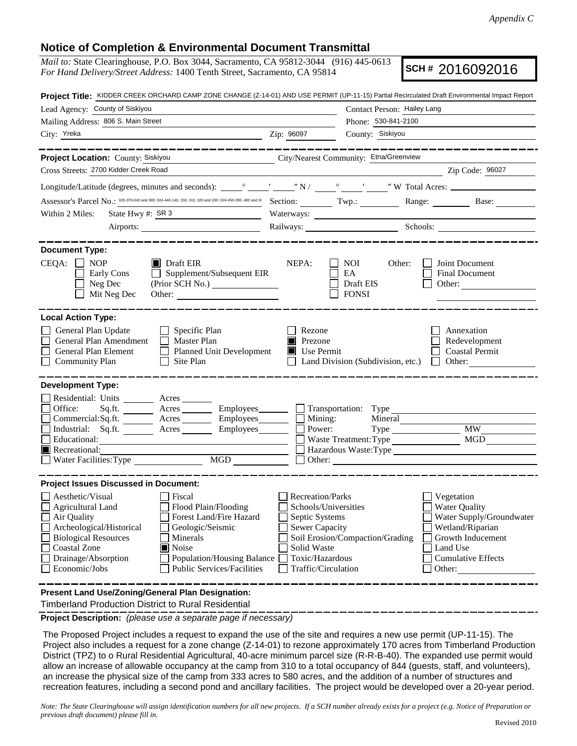*Appendix C*

## Notice of Completion & Environmental Document Transmittal

*Mail to:* State Clearinghouse, P.O. Box 3044, Sacramento, CA 95812-3044 (916) 445-0613
*For Hand Delivery/Street Address:* 1400 Tenth Street, Sacramento, CA 95814

**SCH #** 2016092016

**Project Title:** KIDDER CREEK ORCHARD CAMP ZONE CHANGE (Z-14-01) AND USE PERMIT (UP-11-15) Partial Recirculated Draft Environmental Impact Report

Lead Agency: County of Siskiyou
Contact Person: Hailey Lang
Mailing Address: 806 S. Main Street
Phone: 530-841-2100
City: Yreka
Zip: 96097
County: Siskiyou

---

**Project Location:** County: Siskiyou
City/Nearest Community: Etna/Greenview
Cross Streets: 2700 Kidder Creek Road
Zip Code: 96027

Longitude/Latitude (degrees, minutes and seconds): ___° ___′ ___″ N / ___° ___′ ___″ W Total Acres: ___

Assessor's Parcel No.: 025-370-040 and 380; 024-440-140, 150, 310, 320 and 330; 024-450-390, 400 and 5( Section: ___ Twp.: ___ Range: ___ Base: ___

Within 2 Miles: State Hwy #: SR 3 Waterways: ___
Airports: ___ Railways: ___ Schools: ___

---

**Document Type:**

CEQA: ☐ NOP ☐ Early Cons ☐ Neg Dec ☐ Mit Neg Dec ■ Draft EIR ☐ Supplement/Subsequent EIR (Prior SCH No.) ___ Other: ___

NEPA: ☐ NOI ☐ EA ☐ Draft EIS ☐ FONSI

Other: ☐ Joint Document ☐ Final Document ☐ Other: ___

---

**Local Action Type:**

☐ General Plan Update ☐ General Plan Amendment ☐ General Plan Element ☐ Community Plan ☐ Specific Plan ☐ Master Plan ☐ Planned Unit Development ☐ Site Plan ☐ Rezone ■ Prezone ■ Use Permit ☐ Land Division (Subdivision, etc.) ☐ Annexation ☐ Redevelopment ☐ Coastal Permit ☐ Other: ___

---

**Development Type:**

☐ Residential: Units ___ Acres ___
☐ Office: Sq.ft. ___ Acres ___ Employees ___
☐ Commercial: Sq.ft. ___ Acres ___ Employees ___
☐ Industrial: Sq.ft. ___ Acres ___ Employees ___
☐ Educational: ___
■ Recreational: ___
☐ Water Facilities: Type ___ MGD ___
☐ Transportation: Type ___
☐ Mining: Mineral ___
☐ Power: Type ___ MW ___
☐ Waste Treatment: Type ___ MGD ___
☐ Hazardous Waste: Type ___
☐ Other: ___

---

**Project Issues Discussed in Document:**

☐ Aesthetic/Visual ☐ Agricultural Land ☐ Air Quality ☐ Archeological/Historical ☐ Biological Resources ☐ Coastal Zone ☐ Drainage/Absorption ☐ Economic/Jobs
☐ Fiscal ☐ Flood Plain/Flooding ☐ Forest Land/Fire Hazard ☐ Geologic/Seismic ☐ Minerals ■ Noise ☐ Population/Housing Balance ☐ Public Services/Facilities
☐ Recreation/Parks ☐ Schools/Universities ☐ Septic Systems ☐ Sewer Capacity ☐ Soil Erosion/Compaction/Grading ☐ Solid Waste ☐ Toxic/Hazardous ☐ Traffic/Circulation
☐ Vegetation ☐ Water Quality ☐ Water Supply/Groundwater ☐ Wetland/Riparian ☐ Growth Inducement ☐ Land Use ☐ Cumulative Effects ☐ Other: ___

---

**Present Land Use/Zoning/General Plan Designation:**

Timberland Production District to Rural Residential

---

**Project Description:** *(please use a separate page if necessary)*

The Proposed Project includes a request to expand the use of the site and requires a new use permit (UP-11-15). The Project also includes a request for a zone change (Z-14-01) to rezone approximately 170 acres from Timberland Production District (TPZ) to o Rural Residential Agricultural, 40-acre minimum parcel size (R-R-B-40). The expanded use permit would allow an increase of allowable occupancy at the camp from 310 to a total occupancy of 844 (guests, staff, and volunteers), an increase the physical size of the camp from 333 acres to 580 acres, and the addition of a number of structures and recreation features, including a second pond and ancillary facilities. The project would be developed over a 20-year period.

*Note: The State Clearinghouse will assign identification numbers for all new projects. If a SCH number already exists for a project (e.g. Notice of Preparation or previous draft document) please fill in.*

Revised 2010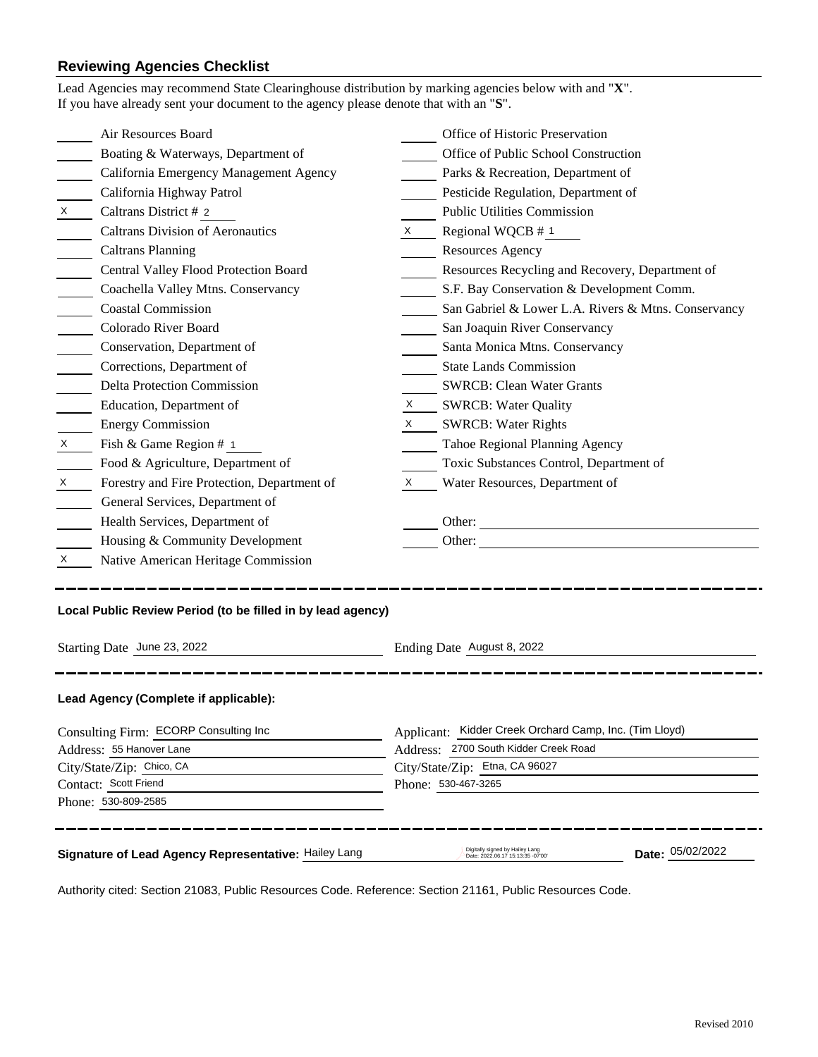## Reviewing Agencies Checklist

Lead Agencies may recommend State Clearinghouse distribution by marking agencies below with and "**X**".
If you have already sent your document to the agency please denote that with an "**S**".

| | | | |
|---|---|---|---|
| | Air Resources Board | | Office of Historic Preservation |
| | Boating & Waterways, Department of | | Office of Public School Construction |
| | California Emergency Management Agency | | Parks & Recreation, Department of |
| | California Highway Patrol | | Pesticide Regulation, Department of |
| X | Caltrans District # 2 | | Public Utilities Commission |
| | Caltrans Division of Aeronautics | X | Regional WQCB # 1 |
| | Caltrans Planning | | Resources Agency |
| | Central Valley Flood Protection Board | | Resources Recycling and Recovery, Department of |
| | Coachella Valley Mtns. Conservancy | | S.F. Bay Conservation & Development Comm. |
| | Coastal Commission | | San Gabriel & Lower L.A. Rivers & Mtns. Conservancy |
| | Colorado River Board | | San Joaquin River Conservancy |
| | Conservation, Department of | | Santa Monica Mtns. Conservancy |
| | Corrections, Department of | | State Lands Commission |
| | Delta Protection Commission | | SWRCB: Clean Water Grants |
| | Education, Department of | X | SWRCB: Water Quality |
| | Energy Commission | X | SWRCB: Water Rights |
| X | Fish & Game Region # 1 | | Tahoe Regional Planning Agency |
| | Food & Agriculture, Department of | | Toxic Substances Control, Department of |
| X | Forestry and Fire Protection, Department of | X | Water Resources, Department of |
| | General Services, Department of | | |
| | Health Services, Department of | | Other: |
| | Housing & Community Development | | Other: |
| X | Native American Heritage Commission | | |

---

**Local Public Review Period (to be filled in by lead agency)**

Starting Date June 23, 2022 Ending Date August 8, 2022

---

**Lead Agency (Complete if applicable):**

| | |
|---|---|
| Consulting Firm: ECORP Consulting Inc | Applicant: Kidder Creek Orchard Camp, Inc. (Tim Lloyd) |
| Address: 55 Hanover Lane | Address: 2700 South Kidder Creek Road |
| City/State/Zip: Chico, CA | City/State/Zip: Etna, CA 96027 |
| Contact: Scott Friend | Phone: 530-467-3265 |
| Phone: 530-809-2585 | |

---

**Signature of Lead Agency Representative:** Hailey Lang Digitally signed by Hailey Lang Date: 2022.06.17 15:13:35 -07'00' **Date:** 05/02/2022

Authority cited: Section 21083, Public Resources Code. Reference: Section 21161, Public Resources Code.

Revised 2010